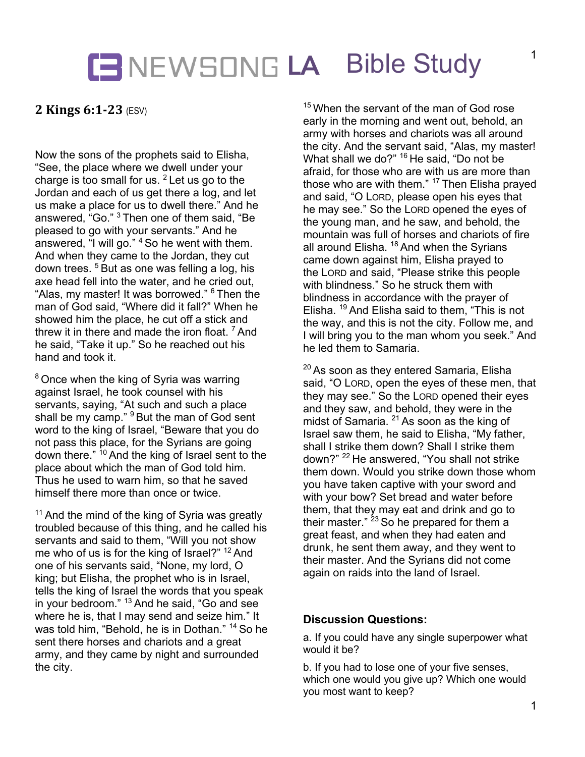# NEWSONG LA Bible Study

## 2 Kings 6:1-23 (ESV)

Now the sons of the prophets said to Elisha, "See, the place where we dwell under your charge is too small for us. [2] Let us go to the Jordan and each of us get there a log, and let us make a place for us to dwell there." And he answered, "Go." [3] Then one of them said, "Be pleased to go with your servants." And he answered, "I will go." [4] So he went with them. And when they came to the Jordan, they cut down trees. [5] But as one was felling a log, his axe head fell into the water, and he cried out, "Alas, my master! It was borrowed." [6] Then the man of God said, "Where did it fall?" When he showed him the place, he cut off a stick and threw it in there and made the iron float. [7] And he said, "Take it up." So he reached out his hand and took it.

[8] Once when the king of Syria was warring against Israel, he took counsel with his servants, saying, "At such and such a place shall be my camp." [9] But the man of God sent word to the king of Israel, "Beware that you do not pass this place, for the Syrians are going down there." [10] And the king of Israel sent to the place about which the man of God told him. Thus he used to warn him, so that he saved himself there more than once or twice.

[11] And the mind of the king of Syria was greatly troubled because of this thing, and he called his servants and said to them, "Will you not show me who of us is for the king of Israel?" [12] And one of his servants said, "None, my lord, O king; but Elisha, the prophet who is in Israel, tells the king of Israel the words that you speak in your bedroom." [13] And he said, "Go and see where he is, that I may send and seize him." It was told him, "Behold, he is in Dothan." [14] So he sent there horses and chariots and a great army, and they came by night and surrounded the city.

[15] When the servant of the man of God rose early in the morning and went out, behold, an army with horses and chariots was all around the city. And the servant said, "Alas, my master! What shall we do?" [16] He said, "Do not be afraid, for those who are with us are more than those who are with them." [17] Then Elisha prayed and said, "O LORD, please open his eyes that he may see." So the LORD opened the eyes of the young man, and he saw, and behold, the mountain was full of horses and chariots of fire all around Elisha. [18] And when the Syrians came down against him, Elisha prayed to the LORD and said, "Please strike this people with blindness." So he struck them with blindness in accordance with the prayer of Elisha. [19] And Elisha said to them, "This is not the way, and this is not the city. Follow me, and I will bring you to the man whom you seek." And he led them to Samaria.

[20] As soon as they entered Samaria, Elisha said, "O LORD, open the eyes of these men, that they may see." So the LORD opened their eyes and they saw, and behold, they were in the midst of Samaria. [21] As soon as the king of Israel saw them, he said to Elisha, "My father, shall I strike them down? Shall I strike them down?" [22] He answered, "You shall not strike them down. Would you strike down those whom you have taken captive with your sword and with your bow? Set bread and water before them, that they may eat and drink and go to their master." [23] So he prepared for them a great feast, and when they had eaten and drunk, he sent them away, and they went to their master. And the Syrians did not come again on raids into the land of Israel.

### Discussion Questions:

a. If you could have any single superpower what would it be?

b. If you had to lose one of your five senses, which one would you give up? Which one would you most want to keep?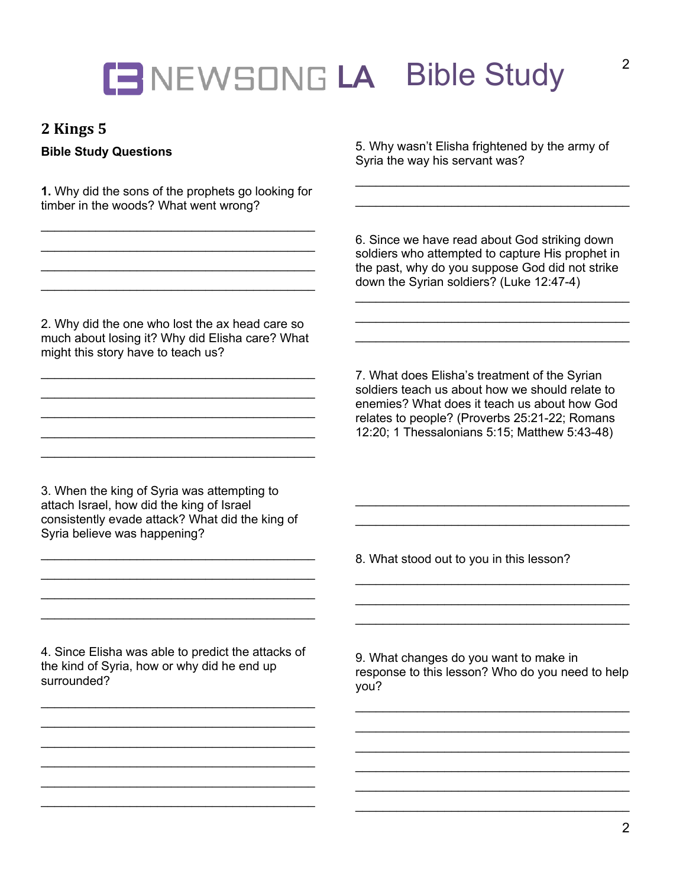# NEWSONG LA Bible Study

## 2 Kings 5

**Bible Study Questions**

**1.** Why did the sons of the prophets go looking for timber in the woods? What went wrong?

\_\_\_\_\_\_\_\_\_\_\_\_\_\_\_\_\_\_\_\_\_\_\_\_\_\_\_\_\_\_\_\_\_\_\_\_\_\_\_\_

\_\_\_\_\_\_\_\_\_\_\_\_\_\_\_\_\_\_\_\_\_\_\_\_\_\_\_\_\_\_\_\_\_\_\_\_\_\_\_\_

\_\_\_\_\_\_\_\_\_\_\_\_\_\_\_\_\_\_\_\_\_\_\_\_\_\_\_\_\_\_\_\_\_\_\_\_\_\_\_\_

\_\_\_\_\_\_\_\_\_\_\_\_\_\_\_\_\_\_\_\_\_\_\_\_\_\_\_\_\_\_\_\_\_\_\_\_\_\_\_\_

2. Why did the one who lost the ax head care so much about losing it? Why did Elisha care? What might this story have to teach us?

\_\_\_\_\_\_\_\_\_\_\_\_\_\_\_\_\_\_\_\_\_\_\_\_\_\_\_\_\_\_\_\_\_\_\_\_\_\_\_\_

\_\_\_\_\_\_\_\_\_\_\_\_\_\_\_\_\_\_\_\_\_\_\_\_\_\_\_\_\_\_\_\_\_\_\_\_\_\_\_\_

\_\_\_\_\_\_\_\_\_\_\_\_\_\_\_\_\_\_\_\_\_\_\_\_\_\_\_\_\_\_\_\_\_\_\_\_\_\_\_\_

\_\_\_\_\_\_\_\_\_\_\_\_\_\_\_\_\_\_\_\_\_\_\_\_\_\_\_\_\_\_\_\_\_\_\_\_\_\_\_\_

\_\_\_\_\_\_\_\_\_\_\_\_\_\_\_\_\_\_\_\_\_\_\_\_\_\_\_\_\_\_\_\_\_\_\_\_\_\_\_\_

3. When the king of Syria was attempting to attach Israel, how did the king of Israel consistently evade attack? What did the king of Syria believe was happening?

\_\_\_\_\_\_\_\_\_\_\_\_\_\_\_\_\_\_\_\_\_\_\_\_\_\_\_\_\_\_\_\_\_\_\_\_\_\_\_\_

\_\_\_\_\_\_\_\_\_\_\_\_\_\_\_\_\_\_\_\_\_\_\_\_\_\_\_\_\_\_\_\_\_\_\_\_\_\_\_\_

\_\_\_\_\_\_\_\_\_\_\_\_\_\_\_\_\_\_\_\_\_\_\_\_\_\_\_\_\_\_\_\_\_\_\_\_\_\_\_\_

\_\_\_\_\_\_\_\_\_\_\_\_\_\_\_\_\_\_\_\_\_\_\_\_\_\_\_\_\_\_\_\_\_\_\_\_\_\_\_\_

4. Since Elisha was able to predict the attacks of the kind of Syria, how or why did he end up surrounded?

\_\_\_\_\_\_\_\_\_\_\_\_\_\_\_\_\_\_\_\_\_\_\_\_\_\_\_\_\_\_\_\_\_\_\_\_\_\_\_\_

\_\_\_\_\_\_\_\_\_\_\_\_\_\_\_\_\_\_\_\_\_\_\_\_\_\_\_\_\_\_\_\_\_\_\_\_\_\_\_\_

\_\_\_\_\_\_\_\_\_\_\_\_\_\_\_\_\_\_\_\_\_\_\_\_\_\_\_\_\_\_\_\_\_\_\_\_\_\_\_\_

\_\_\_\_\_\_\_\_\_\_\_\_\_\_\_\_\_\_\_\_\_\_\_\_\_\_\_\_\_\_\_\_\_\_\_\_\_\_\_\_

\_\_\_\_\_\_\_\_\_\_\_\_\_\_\_\_\_\_\_\_\_\_\_\_\_\_\_\_\_\_\_\_\_\_\_\_\_\_\_\_

\_\_\_\_\_\_\_\_\_\_\_\_\_\_\_\_\_\_\_\_\_\_\_\_\_\_\_\_\_\_\_\_\_\_\_\_\_\_\_\_

5. Why wasn't Elisha frightened by the army of Syria the way his servant was?

\_\_\_\_\_\_\_\_\_\_\_\_\_\_\_\_\_\_\_\_\_\_\_\_\_\_\_\_\_\_\_\_\_\_\_\_\_\_\_\_

\_\_\_\_\_\_\_\_\_\_\_\_\_\_\_\_\_\_\_\_\_\_\_\_\_\_\_\_\_\_\_\_\_\_\_\_\_\_\_\_

6. Since we have read about God striking down soldiers who attempted to capture His prophet in the past, why do you suppose God did not strike down the Syrian soldiers? (Luke 12:47-4)

\_\_\_\_\_\_\_\_\_\_\_\_\_\_\_\_\_\_\_\_\_\_\_\_\_\_\_\_\_\_\_\_\_\_\_\_\_\_\_\_

\_\_\_\_\_\_\_\_\_\_\_\_\_\_\_\_\_\_\_\_\_\_\_\_\_\_\_\_\_\_\_\_\_\_\_\_\_\_\_\_

\_\_\_\_\_\_\_\_\_\_\_\_\_\_\_\_\_\_\_\_\_\_\_\_\_\_\_\_\_\_\_\_\_\_\_\_\_\_\_\_

7. What does Elisha's treatment of the Syrian soldiers teach us about how we should relate to enemies? What does it teach us about how God relates to people? (Proverbs 25:21-22; Romans 12:20; 1 Thessalonians 5:15; Matthew 5:43-48)

\_\_\_\_\_\_\_\_\_\_\_\_\_\_\_\_\_\_\_\_\_\_\_\_\_\_\_\_\_\_\_\_\_\_\_\_\_\_\_\_

\_\_\_\_\_\_\_\_\_\_\_\_\_\_\_\_\_\_\_\_\_\_\_\_\_\_\_\_\_\_\_\_\_\_\_\_\_\_\_\_

8. What stood out to you in this lesson?

\_\_\_\_\_\_\_\_\_\_\_\_\_\_\_\_\_\_\_\_\_\_\_\_\_\_\_\_\_\_\_\_\_\_\_\_\_\_\_\_

\_\_\_\_\_\_\_\_\_\_\_\_\_\_\_\_\_\_\_\_\_\_\_\_\_\_\_\_\_\_\_\_\_\_\_\_\_\_\_\_

\_\_\_\_\_\_\_\_\_\_\_\_\_\_\_\_\_\_\_\_\_\_\_\_\_\_\_\_\_\_\_\_\_\_\_\_\_\_\_\_

9. What changes do you want to make in response to this lesson? Who do you need to help you?

\_\_\_\_\_\_\_\_\_\_\_\_\_\_\_\_\_\_\_\_\_\_\_\_\_\_\_\_\_\_\_\_\_\_\_\_\_\_\_\_

\_\_\_\_\_\_\_\_\_\_\_\_\_\_\_\_\_\_\_\_\_\_\_\_\_\_\_\_\_\_\_\_\_\_\_\_\_\_\_\_

\_\_\_\_\_\_\_\_\_\_\_\_\_\_\_\_\_\_\_\_\_\_\_\_\_\_\_\_\_\_\_\_\_\_\_\_\_\_\_\_

\_\_\_\_\_\_\_\_\_\_\_\_\_\_\_\_\_\_\_\_\_\_\_\_\_\_\_\_\_\_\_\_\_\_\_\_\_\_\_\_

\_\_\_\_\_\_\_\_\_\_\_\_\_\_\_\_\_\_\_\_\_\_\_\_\_\_\_\_\_\_\_\_\_\_\_\_\_\_\_\_

\_\_\_\_\_\_\_\_\_\_\_\_\_\_\_\_\_\_\_\_\_\_\_\_\_\_\_\_\_\_\_\_\_\_\_\_\_\_\_\_